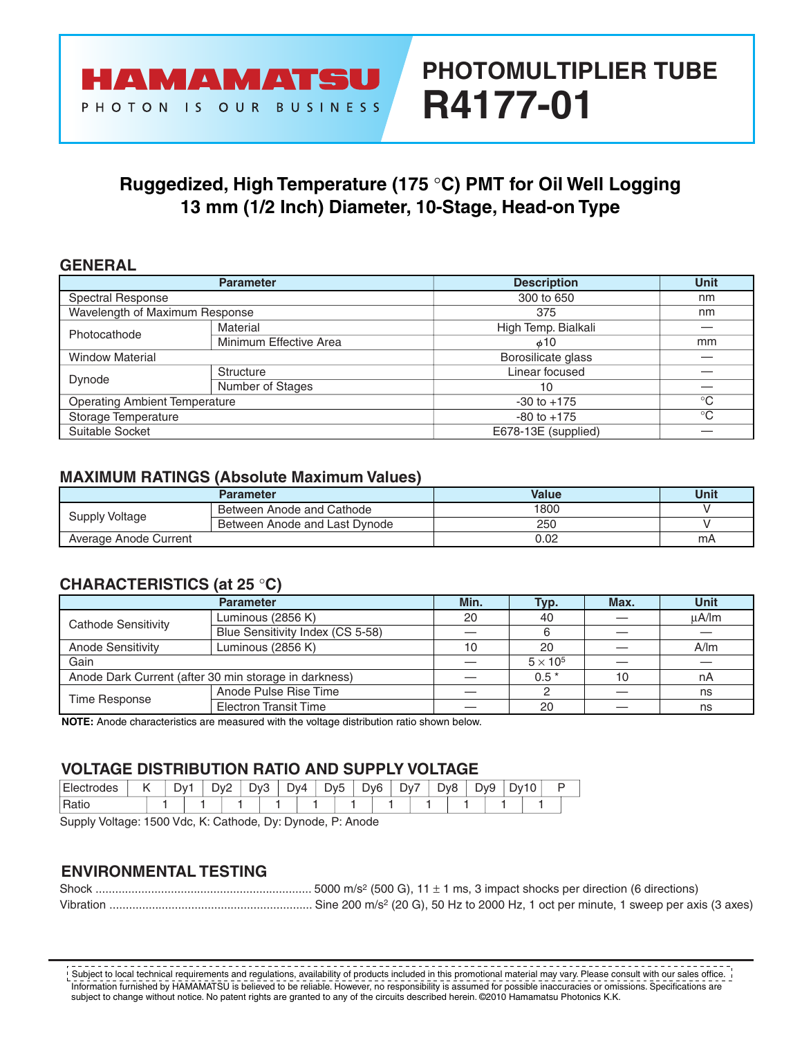HAMAMATSU

PHOTON IS OUR BUSINESS

# PHOTOMULTIPLIER TUBE R4177-01

## Ruggedized, High Temperature (175 °C) PMT for Oil Well Logging 13 mm (1/2 Inch) Diameter, 10-Stage, Head-on Type

### GENERAL

| Parameter | | Description | Unit |
|---|---|---|---|
| Spectral Response | | 300 to 650 | nm |
| Wavelength of Maximum Response | | 375 | nm |
| Photocathode | Material | High Temp. Bialkali | — |
| | Minimum Effective Area | $\phi$10 | mm |
| Window Material | | Borosilicate glass | — |
| Dynode | Structure | Linear focused | — |
| | Number of Stages | 10 | — |
| Operating Ambient Temperature | | -30 to +175 | °C |
| Storage Temperature | | -80 to +175 | °C |
| Suitable Socket | | E678-13E (supplied) | — |

### MAXIMUM RATINGS (Absolute Maximum Values)

| Parameter | | Value | Unit |
|---|---|---|---|
| Supply Voltage | Between Anode and Cathode | 1800 | V |
| | Between Anode and Last Dynode | 250 | V |
| Average Anode Current | | 0.02 | mA |

### CHARACTERISTICS (at 25 °C)

| Parameter | | Min. | Typ. | Max. | Unit |
|---|---|---|---|---|---|
| Cathode Sensitivity | Luminous (2856 K) | 20 | 40 | — | μA/lm |
| | Blue Sensitivity Index (CS 5-58) | — | 6 | — | — |
| Anode Sensitivity | Luminous (2856 K) | 10 | 20 | — | A/lm |
| Gain | | — | $5 \times 10^5$ | — | — |
| Anode Dark Current (after 30 min storage in darkness) | | — | 0.5 * | 10 | nA |
| Time Response | Anode Pulse Rise Time | — | 2 | — | ns |
| | Electron Transit Time | — | 20 | — | ns |

**NOTE:** Anode characteristics are measured with the voltage distribution ratio shown below.

### VOLTAGE DISTRIBUTION RATIO AND SUPPLY VOLTAGE

| Electrodes | K | | Dy1 | | Dy2 | | Dy3 | | Dy4 | | Dy5 | | Dy6 | | Dy7 | | Dy8 | | Dy9 | | Dy10 | | P |
|---|---|---|---|---|---|---|---|---|---|---|---|---|---|---|---|---|---|---|---|---|---|---|---|
| Ratio | | 1 | | 1 | | 1 | | 1 | | 1 | | 1 | | 1 | | 1 | | 1 | | 1 | | 1 | |

Supply Voltage: 1500 Vdc, K: Cathode, Dy: Dynode, P: Anode

### ENVIRONMENTAL TESTING

Shock .................................................................. 5000 m/s² (500 G), 11 ± 1 ms, 3 impact shocks per direction (6 directions)

Vibration ............................................................. Sine 200 m/s² (20 G), 50 Hz to 2000 Hz, 1 oct per minute, 1 sweep per axis (3 axes)

Subject to local technical requirements and regulations, availability of products included in this promotional material may vary. Please consult with our sales office.
Information furnished by HAMAMATSU is believed to be reliable. However, no responsibility is assumed for possible inaccuracies or omissions. Specifications are subject to change without notice. No patent rights are granted to any of the circuits described herein. ©2010 Hamamatsu Photonics K.K.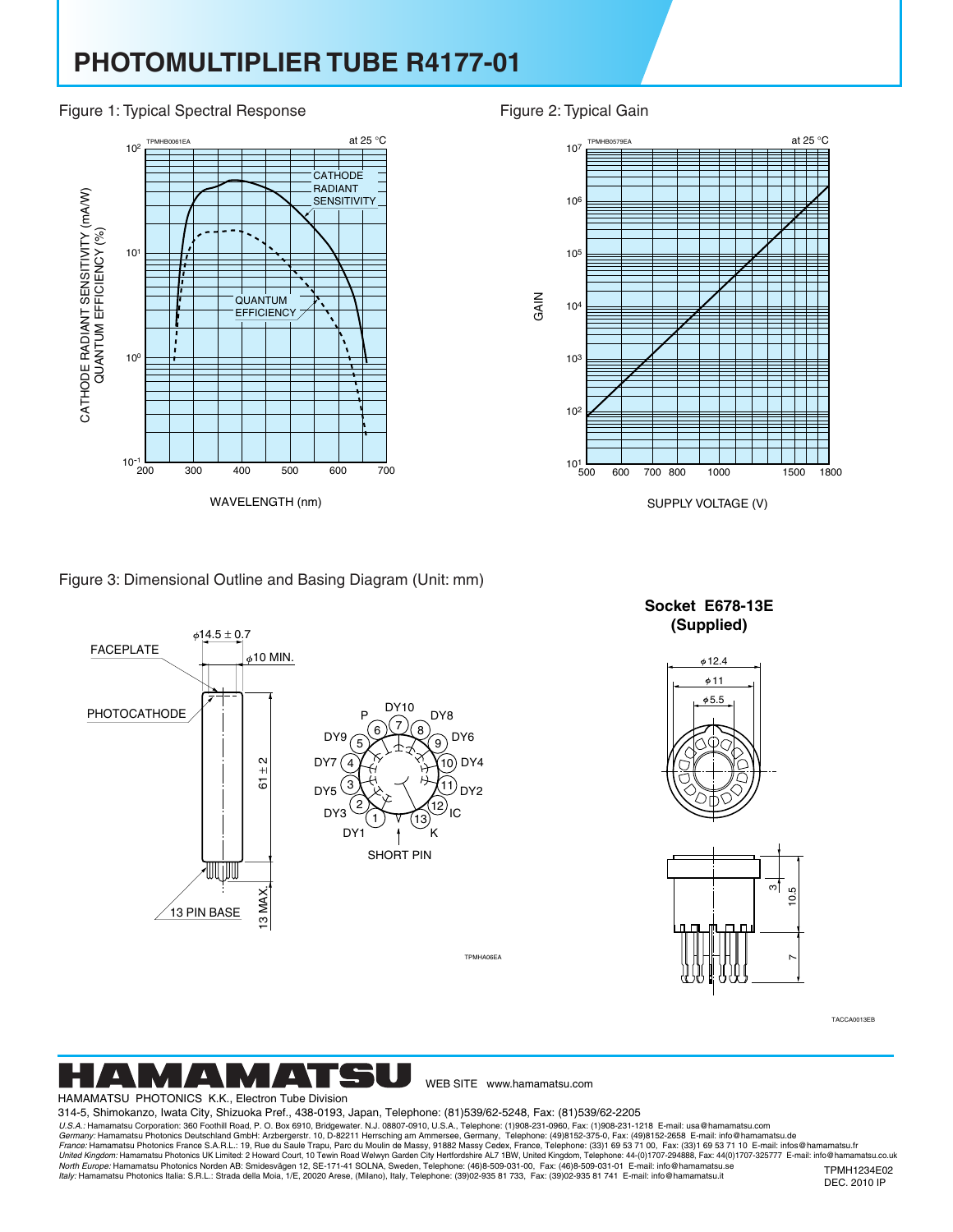# PHOTOMULTIPLIER TUBE R4177-01

Figure 1: Typical Spectral Response

TPMHB0061EA

at 25 °C

CATHODE RADIANT SENSITIVITY (mA/W)
QUANTUM EFFICIENCY (%)

$10^2$
$10^1$
$10^0$
$10^{-1}$

CATHODE RADIANT SENSITIVITY

QUANTUM EFFICIENCY

200 300 400 500 600 700

WAVELENGTH (nm)

Figure 2: Typical Gain

TPMHB0579EA

at 25 °C

GAIN

$10^7$
$10^6$
$10^5$
$10^4$
$10^3$
$10^2$
$10^1$

500 600 700 800 1000 1500 1800

SUPPLY VOLTAGE (V)

Figure 3: Dimensional Outline and Basing Diagram (Unit: mm)

FACEPLATE

$\phi$14.5 ± 0.7

$\phi$10 MIN.

PHOTOCATHODE

61 ± 2

13 PIN BASE

13 MAX.

P, DY10, DY8, DY9, DY6, DY7, DY4, DY5, DY2, DY3, IC, DY1, K

SHORT PIN

TPMHA06EA

**Socket E678-13E (Supplied)**

$\phi$12.4

$\phi$11

$\phi$5.5

3

10.5

7

TACCA0013EB

**HAMAMATSU**

WEB SITE www.hamamatsu.com

HAMAMATSU PHOTONICS K.K., Electron Tube Division

314-5, Shimokanzo, Iwata City, Shizuoka Pref., 438-0193, Japan, Telephone: (81)539/62-5248, Fax: (81)539/62-2205

*U.S.A.:* Hamamatsu Corporation: 360 Foothill Road, P. O. Box 6910, Bridgewater. N.J. 08807-0910, U.S.A., Telephone: (1)908-231-0960, Fax: (1)908-231-1218 E-mail: usa@hamamatsu.com
*Germany:* Hamamatsu Photonics Deutschland GmbH: Arzbergerstr. 10, D-82211 Herrsching am Ammersee, Germany, Telephone: (49)8152-375-0, Fax: (49)8152-2658 E-mail: info@hamamatsu.de
*France:* Hamamatsu Photonics France S.A.R.L.: 19, Rue du Saule Trapu, Parc du Moulin de Massy, 91882 Massy Cedex, France, Telephone: (33)1 69 53 71 00, Fax: (33)1 69 53 71 10 E-mail: infos@hamamatsu.fr
*United Kingdom:* Hamamatsu Photonics UK Limited: 2 Howard Court, 10 Tewin Road Welwyn Garden City Hertfordshire AL7 1BW, United Kingdom, Telephone: 44-(0)1707-294888, Fax: 44(0)1707-325777 E-mail: info@hamamatsu.co.uk
*North Europe:* Hamamatsu Photonics Norden AB: Smidesvägen 12, SE-171-41 SOLNA, Sweden, Telephone: (46)8-509-031-00, Fax: (46)8-509-031-01 E-mail: info@hamamatsu.se
*Italy:* Hamamatsu Photonics Italia: S.R.L.: Strada della Moia, 1/E, 20020 Arese, (Milano), Italy, Telephone: (39)02-935 81 733, Fax: (39)02-935 81 741 E-mail: info@hamamatsu.it

TPMH1234E02
DEC. 2010 IP